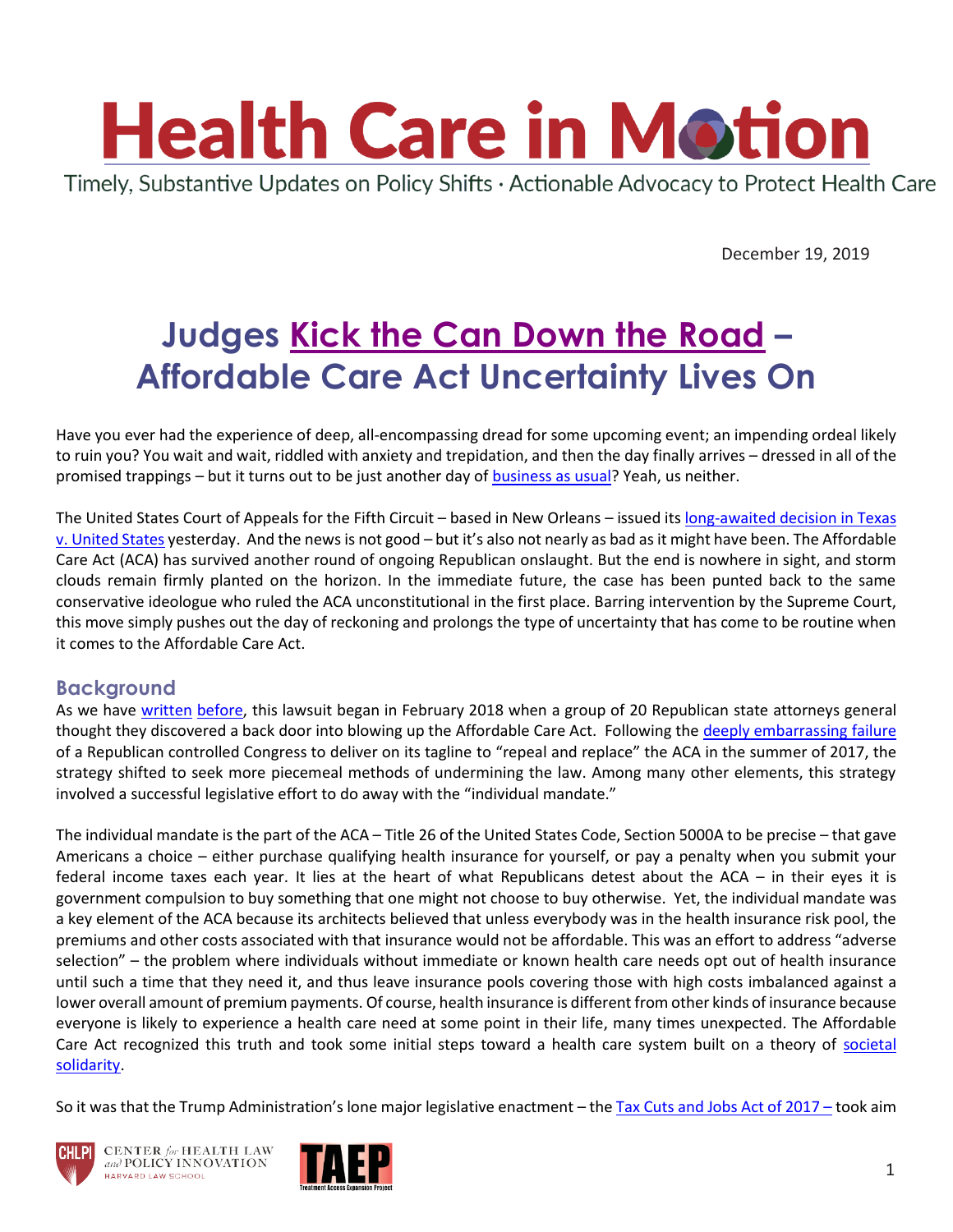# Health Care in Motion

Timely, Substantive Updates on Policy Shifts · Actionable Advocacy to Protect Health Care

December 19, 2019

## Judges Kick the Can Down the Road – Affordable Care Act Uncertainty Lives On

Have you ever had the experience of deep, all-encompassing dread for some upcoming event; an impending ordeal likely to ruin you? You wait and wait, riddled with anxiety and trepidation, and then the day finally arrives – dressed in all of the promised trappings – but it turns out to be just another day of business as usual? Yeah, us neither.

The United States Court of Appeals for the Fifth Circuit – based in New Orleans – issued its long-awaited decision in Texas v. United States yesterday. And the news is not good – but it's also not nearly as bad as it might have been. The Affordable Care Act (ACA) has survived another round of ongoing Republican onslaught. But the end is nowhere in sight, and storm clouds remain firmly planted on the horizon. In the immediate future, the case has been punted back to the same conservative ideologue who ruled the ACA unconstitutional in the first place. Barring intervention by the Supreme Court, this move simply pushes out the day of reckoning and prolongs the type of uncertainty that has come to be routine when it comes to the Affordable Care Act.

### Background

As we have written before, this lawsuit began in February 2018 when a group of 20 Republican state attorneys general thought they discovered a back door into blowing up the Affordable Care Act. Following the deeply embarrassing failure of a Republican controlled Congress to deliver on its tagline to "repeal and replace" the ACA in the summer of 2017, the strategy shifted to seek more piecemeal methods of undermining the law. Among many other elements, this strategy involved a successful legislative effort to do away with the "individual mandate."

The individual mandate is the part of the ACA – Title 26 of the United States Code, Section 5000A to be precise – that gave Americans a choice – either purchase qualifying health insurance for yourself, or pay a penalty when you submit your federal income taxes each year. It lies at the heart of what Republicans detest about the ACA – in their eyes it is government compulsion to buy something that one might not choose to buy otherwise. Yet, the individual mandate was a key element of the ACA because its architects believed that unless everybody was in the health insurance risk pool, the premiums and other costs associated with that insurance would not be affordable. This was an effort to address "adverse selection" – the problem where individuals without immediate or known health care needs opt out of health insurance until such a time that they need it, and thus leave insurance pools covering those with high costs imbalanced against a lower overall amount of premium payments. Of course, health insurance is different from other kinds of insurance because everyone is likely to experience a health care need at some point in their life, many times unexpected. The Affordable Care Act recognized this truth and took some initial steps toward a health care system built on a theory of societal solidarity.

So it was that the Trump Administration's lone major legislative enactment – the Tax Cuts and Jobs Act of 2017 – took aim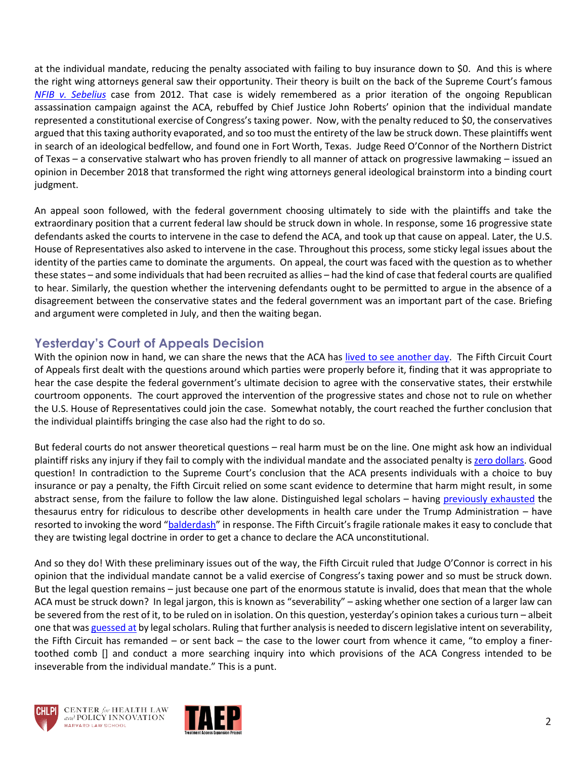at the individual mandate, reducing the penalty associated with failing to buy insurance down to $0. And this is where the right wing attorneys general saw their opportunity. Their theory is built on the back of the Supreme Court's famous *NFIB v. Sebelius* case from 2012. That case is widely remembered as a prior iteration of the ongoing Republican assassination campaign against the ACA, rebuffed by Chief Justice John Roberts' opinion that the individual mandate represented a constitutional exercise of Congress's taxing power. Now, with the penalty reduced to $0, the conservatives argued that this taxing authority evaporated, and so too must the entirety of the law be struck down. These plaintiffs went in search of an ideological bedfellow, and found one in Fort Worth, Texas. Judge Reed O'Connor of the Northern District of Texas – a conservative stalwart who has proven friendly to all manner of attack on progressive lawmaking – issued an opinion in December 2018 that transformed the right wing attorneys general ideological brainstorm into a binding court judgment.

An appeal soon followed, with the federal government choosing ultimately to side with the plaintiffs and take the extraordinary position that a current federal law should be struck down in whole. In response, some 16 progressive state defendants asked the courts to intervene in the case to defend the ACA, and took up that cause on appeal. Later, the U.S. House of Representatives also asked to intervene in the case. Throughout this process, some sticky legal issues about the identity of the parties came to dominate the arguments. On appeal, the court was faced with the question as to whether these states – and some individuals that had been recruited as allies – had the kind of case that federal courts are qualified to hear. Similarly, the question whether the intervening defendants ought to be permitted to argue in the absence of a disagreement between the conservative states and the federal government was an important part of the case. Briefing and argument were completed in July, and then the waiting began.

## Yesterday's Court of Appeals Decision

With the opinion now in hand, we can share the news that the ACA has lived to see another day. The Fifth Circuit Court of Appeals first dealt with the questions around which parties were properly before it, finding that it was appropriate to hear the case despite the federal government's ultimate decision to agree with the conservative states, their erstwhile courtroom opponents. The court approved the intervention of the progressive states and chose not to rule on whether the U.S. House of Representatives could join the case. Somewhat notably, the court reached the further conclusion that the individual plaintiffs bringing the case also had the right to do so.

But federal courts do not answer theoretical questions – real harm must be on the line. One might ask how an individual plaintiff risks any injury if they fail to comply with the individual mandate and the associated penalty is zero dollars. Good question! In contradiction to the Supreme Court's conclusion that the ACA presents individuals with a choice to buy insurance or pay a penalty, the Fifth Circuit relied on some scant evidence to determine that harm might result, in some abstract sense, from the failure to follow the law alone. Distinguished legal scholars – having previously exhausted the thesaurus entry for ridiculous to describe other developments in health care under the Trump Administration – have resorted to invoking the word "balderdash" in response. The Fifth Circuit's fragile rationale makes it easy to conclude that they are twisting legal doctrine in order to get a chance to declare the ACA unconstitutional.

And so they do! With these preliminary issues out of the way, the Fifth Circuit ruled that Judge O'Connor is correct in his opinion that the individual mandate cannot be a valid exercise of Congress's taxing power and so must be struck down. But the legal question remains – just because one part of the enormous statute is invalid, does that mean that the whole ACA must be struck down? In legal jargon, this is known as "severability" – asking whether one section of a larger law can be severed from the rest of it, to be ruled on in isolation. On this question, yesterday's opinion takes a curious turn – albeit one that was guessed at by legal scholars. Ruling that further analysis is needed to discern legislative intent on severability, the Fifth Circuit has remanded – or sent back – the case to the lower court from whence it came, "to employ a finer-toothed comb [] and conduct a more searching inquiry into which provisions of the ACA Congress intended to be inseverable from the individual mandate." This is a punt.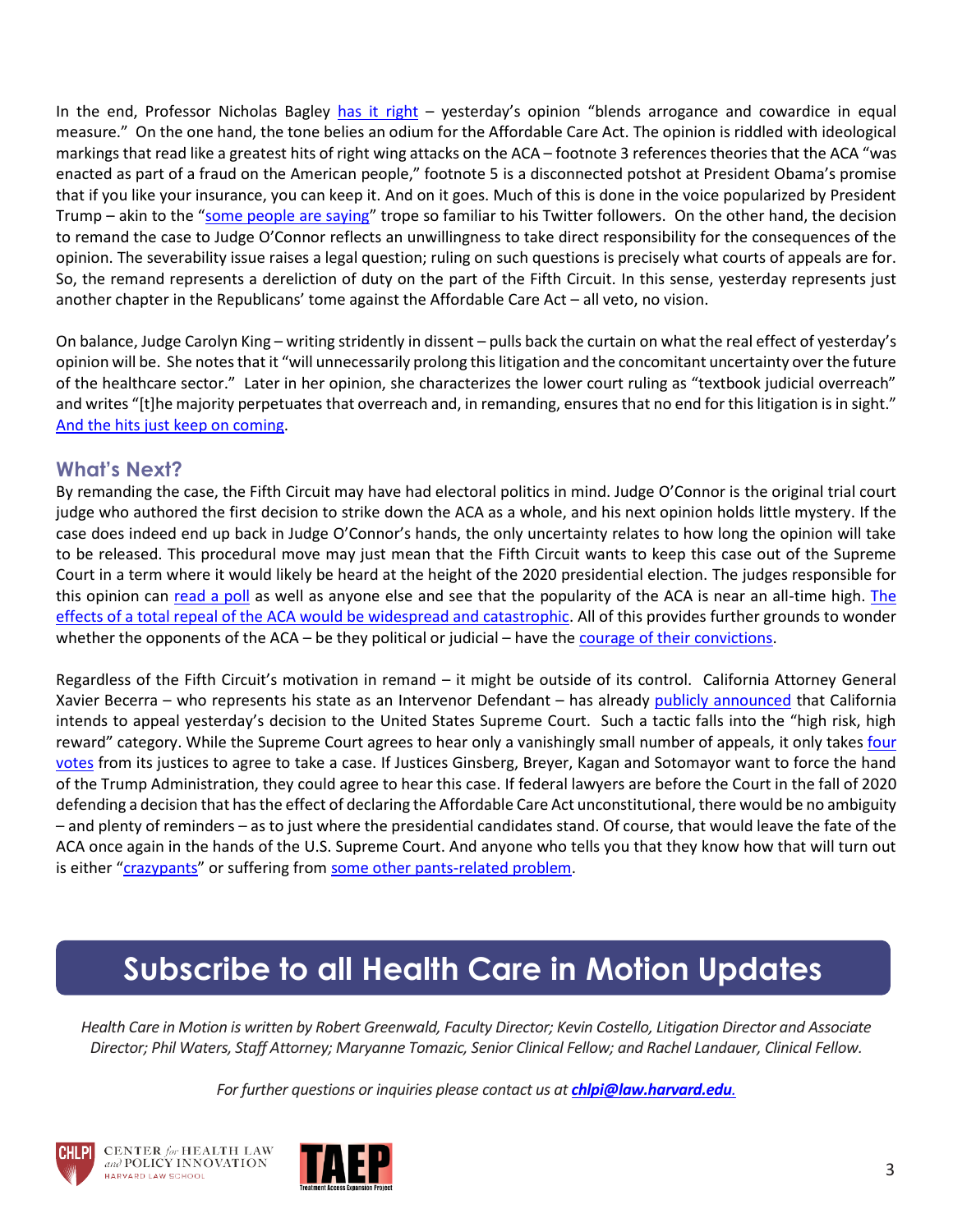In the end, Professor Nicholas Bagley has it right – yesterday's opinion "blends arrogance and cowardice in equal measure." On the one hand, the tone belies an odium for the Affordable Care Act. The opinion is riddled with ideological markings that read like a greatest hits of right wing attacks on the ACA – footnote 3 references theories that the ACA "was enacted as part of a fraud on the American people," footnote 5 is a disconnected potshot at President Obama's promise that if you like your insurance, you can keep it. And on it goes. Much of this is done in the voice popularized by President Trump – akin to the "some people are saying" trope so familiar to his Twitter followers. On the other hand, the decision to remand the case to Judge O'Connor reflects an unwillingness to take direct responsibility for the consequences of the opinion. The severability issue raises a legal question; ruling on such questions is precisely what courts of appeals are for. So, the remand represents a dereliction of duty on the part of the Fifth Circuit. In this sense, yesterday represents just another chapter in the Republicans' tome against the Affordable Care Act – all veto, no vision.

On balance, Judge Carolyn King – writing stridently in dissent – pulls back the curtain on what the real effect of yesterday's opinion will be. She notes that it "will unnecessarily prolong this litigation and the concomitant uncertainty over the future of the healthcare sector." Later in her opinion, she characterizes the lower court ruling as "textbook judicial overreach" and writes "[t]he majority perpetuates that overreach and, in remanding, ensures that no end for this litigation is in sight." And the hits just keep on coming.

## What's Next?

By remanding the case, the Fifth Circuit may have had electoral politics in mind. Judge O'Connor is the original trial court judge who authored the first decision to strike down the ACA as a whole, and his next opinion holds little mystery. If the case does indeed end up back in Judge O'Connor's hands, the only uncertainty relates to how long the opinion will take to be released. This procedural move may just mean that the Fifth Circuit wants to keep this case out of the Supreme Court in a term where it would likely be heard at the height of the 2020 presidential election. The judges responsible for this opinion can read a poll as well as anyone else and see that the popularity of the ACA is near an all-time high. The effects of a total repeal of the ACA would be widespread and catastrophic. All of this provides further grounds to wonder whether the opponents of the ACA – be they political or judicial – have the courage of their convictions.

Regardless of the Fifth Circuit's motivation in remand – it might be outside of its control. California Attorney General Xavier Becerra – who represents his state as an Intervenor Defendant – has already publicly announced that California intends to appeal yesterday's decision to the United States Supreme Court. Such a tactic falls into the "high risk, high reward" category. While the Supreme Court agrees to hear only a vanishingly small number of appeals, it only takes four votes from its justices to agree to take a case. If Justices Ginsberg, Breyer, Kagan and Sotomayor want to force the hand of the Trump Administration, they could agree to hear this case. If federal lawyers are before the Court in the fall of 2020 defending a decision that has the effect of declaring the Affordable Care Act unconstitutional, there would be no ambiguity – and plenty of reminders – as to just where the presidential candidates stand. Of course, that would leave the fate of the ACA once again in the hands of the U.S. Supreme Court. And anyone who tells you that they know how that will turn out is either "crazypants" or suffering from some other pants-related problem.

## Subscribe to all Health Care in Motion Updates

*Health Care in Motion is written by Robert Greenwald, Faculty Director; Kevin Costello, Litigation Director and Associate Director; Phil Waters, Staff Attorney; Maryanne Tomazic, Senior Clinical Fellow; and Rachel Landauer, Clinical Fellow.*

*For further questions or inquiries please contact us at **chlpi@law.harvard.edu**.*

CHLPI CENTER *for* HEALTH LAW *and* POLICY INNOVATION HARVARD LAW SCHOOL

TAEP Treatment Access Expansion Project